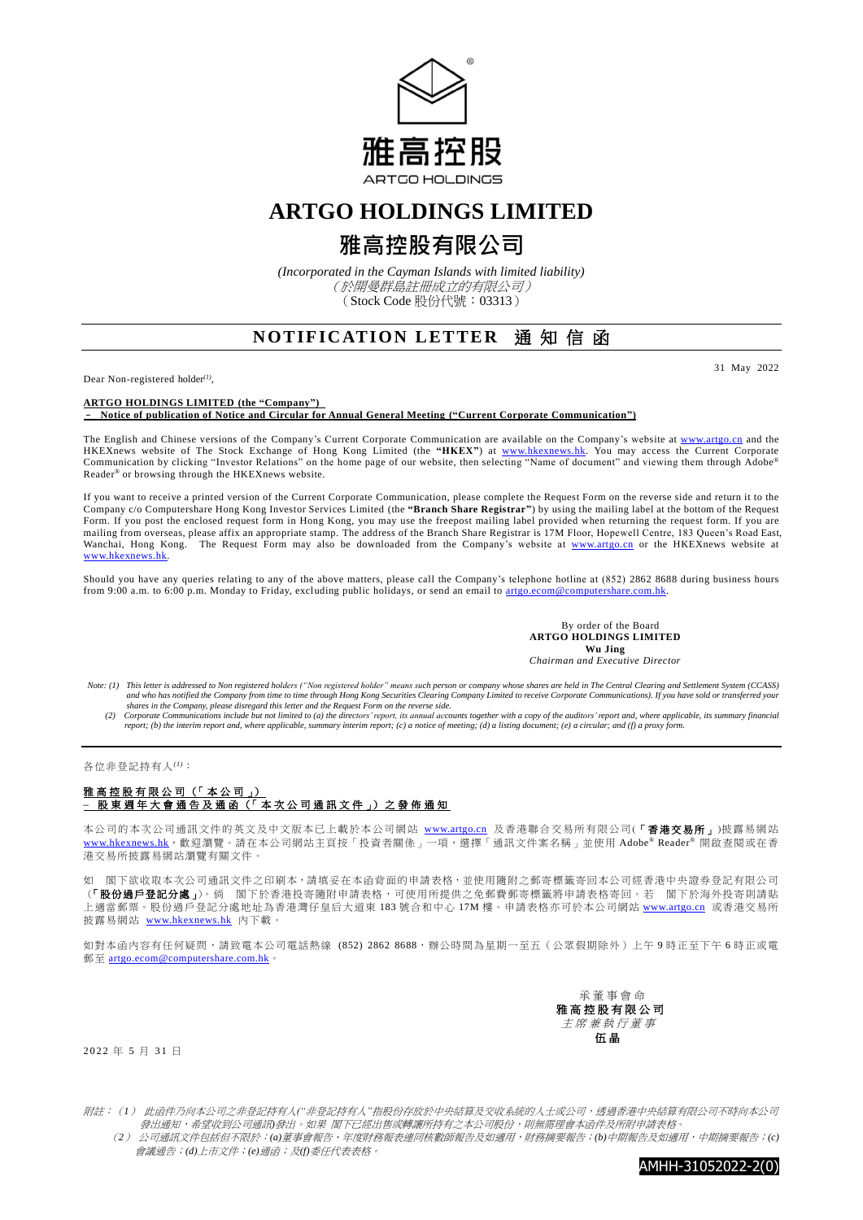雅高控股

ARTGO HOLDINGS

# ARTGO HOLDINGS LIMITED

# 雅高控股有限公司

*(Incorporated in the Cayman Islands with limited liability)*
*（於開曼群島註冊成立的有限公司）*
（Stock Code 股份代號：03313）

## NOTIFICATION LETTER 通知信函

31 May 2022

Dear Non-registered holder[(1)],

**ARTGO HOLDINGS LIMITED (the "Company")**
**– Notice of publication of Notice and Circular for Annual General Meeting ("Current Corporate Communication")**

The English and Chinese versions of the Company's Current Corporate Communication are available on the Company's website at www.artgo.cn and the HKEXnews website of The Stock Exchange of Hong Kong Limited (the **"HKEX"**) at www.hkexnews.hk. You may access the Current Corporate Communication by clicking "Investor Relations" on the home page of our website, then selecting "Name of document" and viewing them through Adobe® Reader® or browsing through the HKEXnews website.

If you want to receive a printed version of the Current Corporate Communication, please complete the Request Form on the reverse side and return it to the Company c/o Computershare Hong Kong Investor Services Limited (the **"Branch Share Registrar"**) by using the mailing label at the bottom of the Request Form. If you post the enclosed request form in Hong Kong, you may use the freepost mailing label provided when returning the request form. If you are mailing from overseas, please affix an appropriate stamp. The address of the Branch Share Registrar is 17M Floor, Hopewell Centre, 183 Queen's Road East, Wanchai, Hong Kong. The Request Form may also be downloaded from the Company's website at www.artgo.cn or the HKEXnews website at www.hkexnews.hk.

Should you have any queries relating to any of the above matters, please call the Company's telephone hotline at (852) 2862 8688 during business hours from 9:00 a.m. to 6:00 p.m. Monday to Friday, excluding public holidays, or send an email to artgo.ecom@computershare.com.hk.

By order of the Board
**ARTGO HOLDINGS LIMITED**
**Wu Jing**
*Chairman and Executive Director*

*Note: (1) This letter is addressed to Non registered holders ("Non registered holder" means such person or company whose shares are held in The Central Clearing and Settlement System (CCASS) and who has notified the Company from time to time through Hong Kong Securities Clearing Company Limited to receive Corporate Communications). If you have sold or transferred your shares in the Company, please disregard this letter and the Request Form on the reverse side.*

*(2) Corporate Communications include but not limited to (a) the directors' report, its annual accounts together with a copy of the auditors' report and, where applicable, its summary financial report; (b) the interim report and, where applicable, summary interim report; (c) a notice of meeting; (d) a listing document; (e) a circular; and (f) a proxy form.*

---

各位非登記持有人[(1)]：

**雅高控股有限公司（「本公司」）**
**– 股東週年大會通告及通函（「本次公司通訊文件」）之發佈通知**

本公司的本次公司通訊文件的英文及中文版本已上載於本公司網站 www.artgo.cn 及香港聯合交易所有限公司(「**香港交易所**」)披露易網站 www.hkexnews.hk，歡迎瀏覽。請在本公司網站主頁按「投資者關係」一項，選擇「通訊文件案名稱」並使用 Adobe® Reader® 開啟查閱或在香港交易所披露易網站瀏覽有關文件。

如 閣下欲收取本次公司通訊文件之印刷本，請填妥在本函背面的申請表格，並使用隨附之郵寄標籤寄回本公司香港中央證券登記有限公司(「**股份過戶登記分處**」)。倘 閣下於香港投寄隨附申請表格，可使用所提供之免郵費郵寄標籤將申請表格寄回。若 閣下於海外投寄則請貼上適當郵票。股份過戶登記分處地址為香港灣仔皇后大道東 183 號合和中心 17M 樓。申請表格亦可於本公司網站 www.artgo.cn 或香港交易所披露易網站 www.hkexnews.hk 內下載。

如對本函內容有任何疑問，請致電本公司電話熱線 (852) 2862 8688，辦公時間為星期一至五（公眾假期除外）上午 9 時正至下午 6 時正或電郵至 artgo.ecom@computershare.com.hk。

承董事會命
**雅高控股有限公司**
*主席兼執行董事*
**伍晶**

2022 年 5 月 31 日

*附註：（1） 此函件乃向本公司之非登記持有人("非登記持有人"指股份存放於中央結算及交收系統的人士或公司，透過香港中央結算有限公司不時向本公司發出通知，希望收到公司通訊)發出。如果 閣下已經出售或轉讓所持有之本公司股份，則無需理會本函件及所附申請表格。*

*（2） 公司通訊文件包括但不限於：(a)董事會報告、年度財務報表連同核數師報告及如適用，財務摘要報告；(b)中期報告及如適用，中期摘要報告；(c)會議通告；(d)上市文件；(e)通函；及(f)委任代表表格。*

AMHH-31052022-2(0)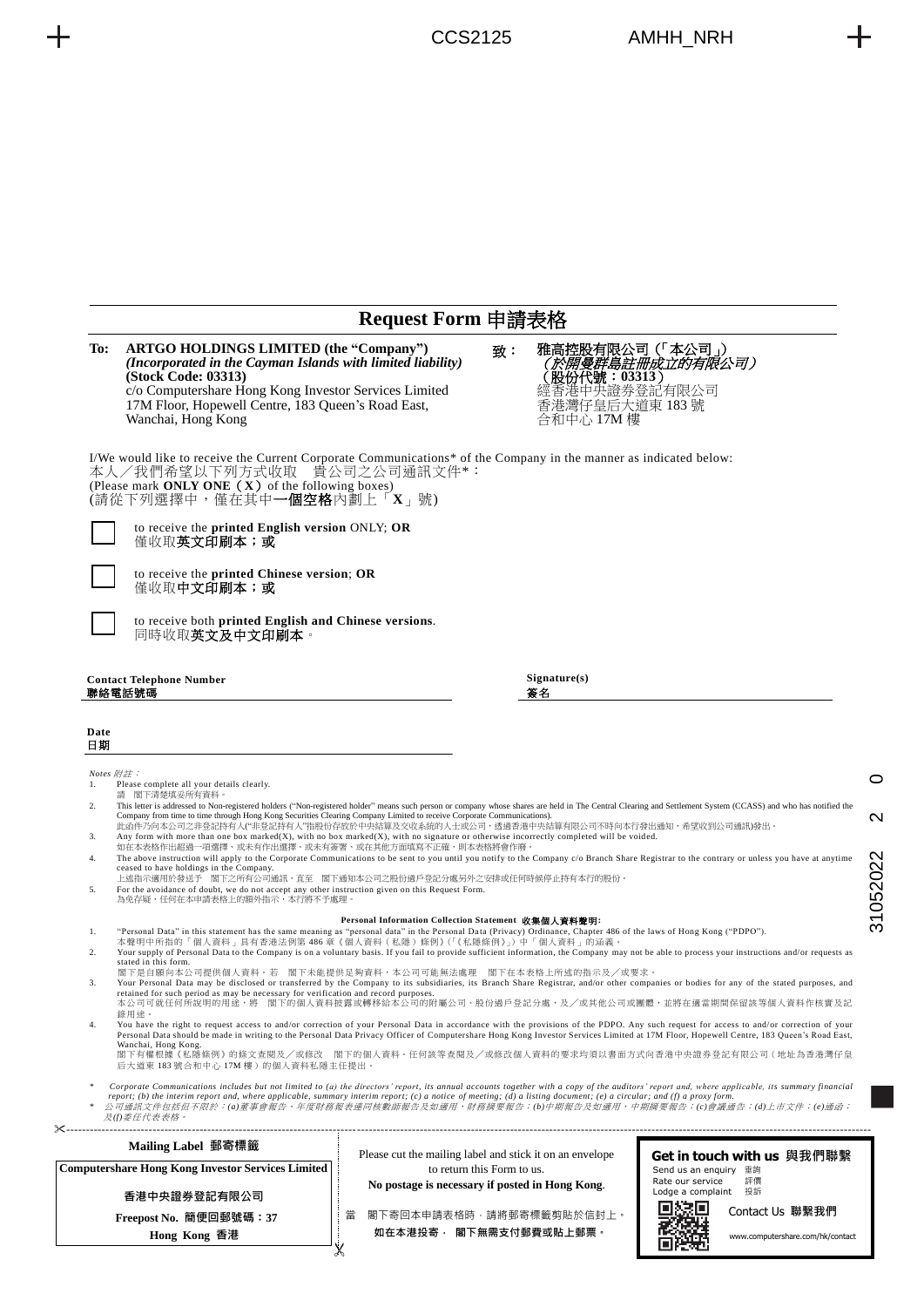# Request Form 申請表格

**To: ARTGO HOLDINGS LIMITED (the "Company")**
***(Incorporated in the Cayman Islands with limited liability)***
**(Stock Code: 03313)**
c/o Computershare Hong Kong Investor Services Limited
17M Floor, Hopewell Centre, 183 Queen's Road East,
Wanchai, Hong Kong

**致： 雅高控股有限公司（「本公司」）**
***（於開曼群島註冊成立的有限公司）***
**（股份代號：03313）**
經香港中央證券登記有限公司
香港灣仔皇后大道東 183 號
合和中心 17M 樓

I/We would like to receive the Current Corporate Communications* of the Company in the manner as indicated below:
本人／我們希望以下列方式收取　貴公司之公司通訊文件*：
(Please mark **ONLY ONE** (**X**) of the following boxes)
(請從下列選擇中，僅在其中**一個空格**內劃上「**X**」號)

☐ to receive the **printed English version** ONLY; **OR**
僅收取**英文印刷本；或**

☐ to receive the **printed Chinese version**; **OR**
僅收取**中文印刷本；或**

☐ to receive both **printed English and Chinese versions**.
同時收取**英文及中文印刷本**。

**Contact Telephone Number**
**聯絡電話號碼** ____________________

**Signature(s)**
**簽名** ____________________

**Date**
**日期** ____________________

*Notes 附註：*

1. Please complete all your details clearly.
   請　閣下清楚填妥所有資料。
2. This letter is addressed to Non-registered holders ("Non-registered holder" means such person or company whose shares are held in The Central Clearing and Settlement System (CCASS) and who has notified the Company from time to time through Hong Kong Securities Clearing Company Limited to receive Corporate Communications).
   此函件乃向本公司之非登記持有人("非登記持有人"指股份存放於中央結算及交收系統的人士或公司，透過香港中央結算有限公司不時向本公司發出通知，希望收到公司通訊)發出。
3. Any form with more than one box marked(X), with no box marked(X), with no signature or otherwise incorrectly completed will be voided.
   如在本表格作出超過一項選擇、或未有作出選擇、或未有簽署、或在其他方面填寫不正確，則本表格將會作廢。
4. The above instruction will apply to the Corporate Communications to be sent to you until you notify to the Company c/o Branch Share Registrar to the contrary or unless you have at anytime ceased to have holdings in the Company.
   上述指示適用於發送予　閣下之所有公司通訊，直至　閣下通知本公司之股份過戶登記分處另外之安排或任何時候停止持有本行的股份。
5. For the avoidance of doubt, we do not accept any other instruction given on this Request Form.
   為免存疑，任何在本申請表格上的額外指示，本行將不予處理。

**Personal Information Collection Statement 收集個人資料聲明:**

1. "Personal Data" in this statement has the same meaning as "personal data" in the Personal Data (Privacy) Ordinance, Chapter 486 of the laws of Hong Kong ("PDPO").
   本聲明中所指的「個人資料」具有香港法例第 486 章《個人資料（私隱）條例》(「《私隱條例》」) 中「個人資料」的涵義。
2. Your supply of Personal Data to the Company is on a voluntary basis. If you fail to provide sufficient information, the Company may not be able to process your instructions and/or requests as stated in this form.
   閣下是自願向本公司提供個人資料。若　閣下未能提供足夠資料，本公司可能無法處理　閣下在本表格上所述的指示及／或要求。
3. Your Personal Data may be disclosed or transferred by the Company to its subsidiaries, its Branch Share Registrar, and/or other companies or bodies for any of the stated purposes, and retained for such period as may be necessary for verification and record purposes.
   本公司可就任何所說明的用途，將　閣下的個人資料披露或轉移給本公司的附屬公司、股份過戶登記分處，及／或其他公司或團體，並將在適當期間保留該等個人資料作核實及記錄用途。
4. You have the right to request access to and/or correction of your Personal Data in accordance with the provisions of the PDPO. Any such request for access to and/or correction of your Personal Data should be made in writing to the Personal Data Privacy Officer of Computershare Hong Kong Investor Services Limited at 17M Floor, Hopewell Centre, 183 Queen's Road East, Wanchai, Hong Kong.
   閣下有權根據《私隱條例》的條文查閱及／或修改　閣下的個人資料。任何該等查閱及／或修改個人資料的要求均須以書面方式向香港中央證券登記有限公司（地址為香港灣仔皇后大道東 183 號合和中心 17M 樓）的個人資料私隱主任提出。

\* *Corporate Communications includes but not limited to (a) the directors' report, its annual accounts together with a copy of the auditors' report and, where applicable, its summary financial report; (b) the interim report and, where applicable, summary interim report; (c) a notice of meeting; (d) a listing document; (e) a circular; and (f) a proxy form.*

\* *公司通訊文件包括但不限於：(a)董事會報告、年度財務報表連同核數師報告及如適用，財務摘要報告；(b)中期報告及如適用，中期摘要報告；(c)會議通告；(d)上市文件；(e)通函；及(f)委任代表表格。*

---

**Mailing Label 郵寄標籤**

**Computershare Hong Kong Investor Services Limited**
**香港中央證券登記有限公司**
**Freepost No. 簡便回郵號碼：37**
**Hong Kong 香港**

Please cut the mailing label and stick it on an envelope to return this Form to us.
**No postage is necessary if posted in Hong Kong.**

當　閣下寄回本申請表格時，請將郵寄標籤剪貼於信封上。
**如在本港投寄，　閣下無需支付郵費或貼上郵票。**

**Get in touch with us 與我們聯繫**
Send us an enquiry 垂詢
Rate our service 評價
Lodge a complaint 投訴
Contact Us 聯繫我們
www.computershare.com/hk/contact